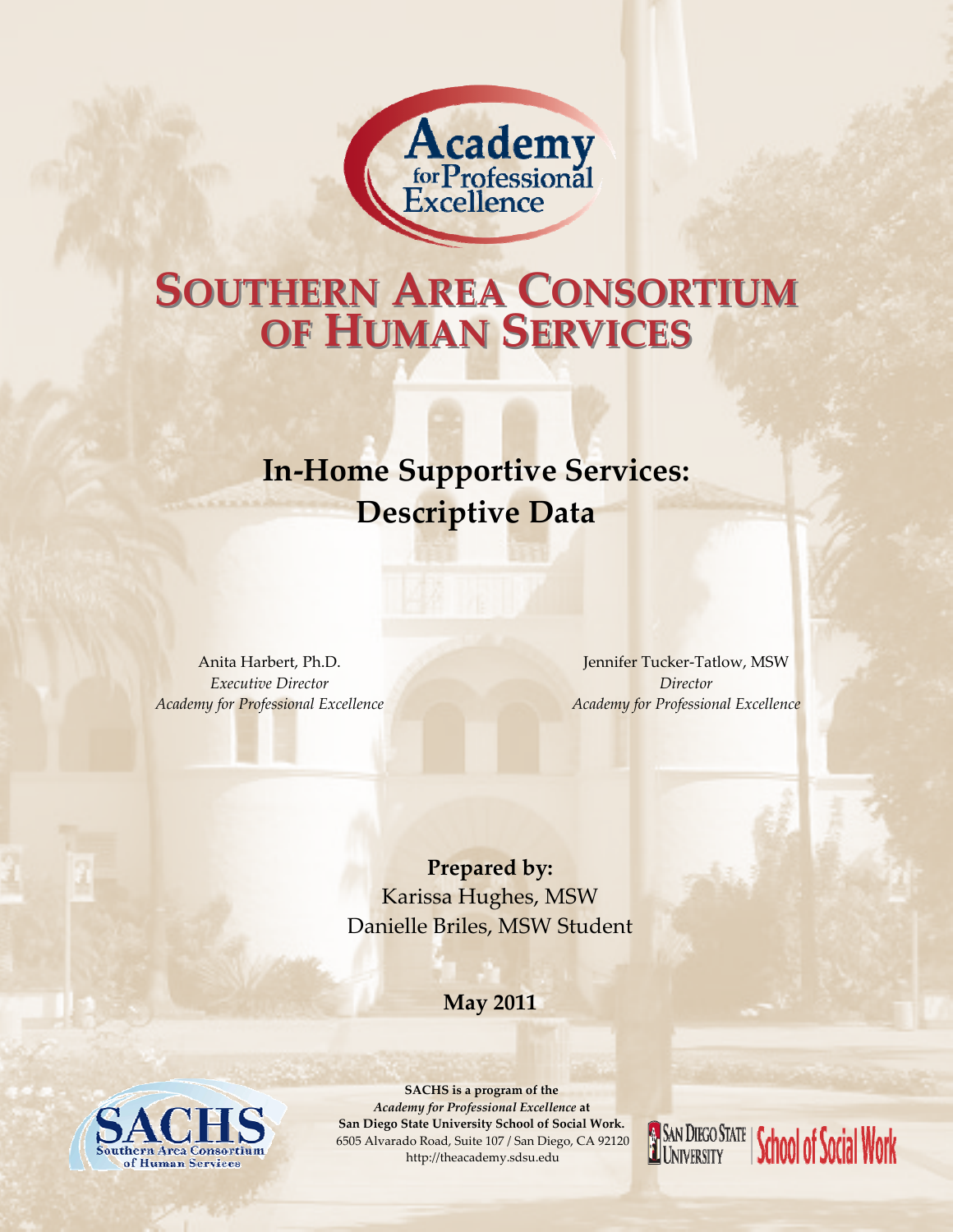Academy for Professional Excellence

# Southern Area Consortium of Human Services

## In-Home Supportive Services: Descriptive Data

Anita Harbert, Ph.D.
*Executive Director*
*Academy for Professional Excellence*

Jennifer Tucker-Tatlow, MSW
*Director*
*Academy for Professional Excellence*

**Prepared by:**
Karissa Hughes, MSW
Danielle Briles, MSW Student

**May 2011**

**SACHS is a program of the**
***Academy for Professional Excellence* at**
**San Diego State University School of Social Work.**
6505 Alvarado Road, Suite 107 / San Diego, CA 92120
http://theacademy.sdsu.edu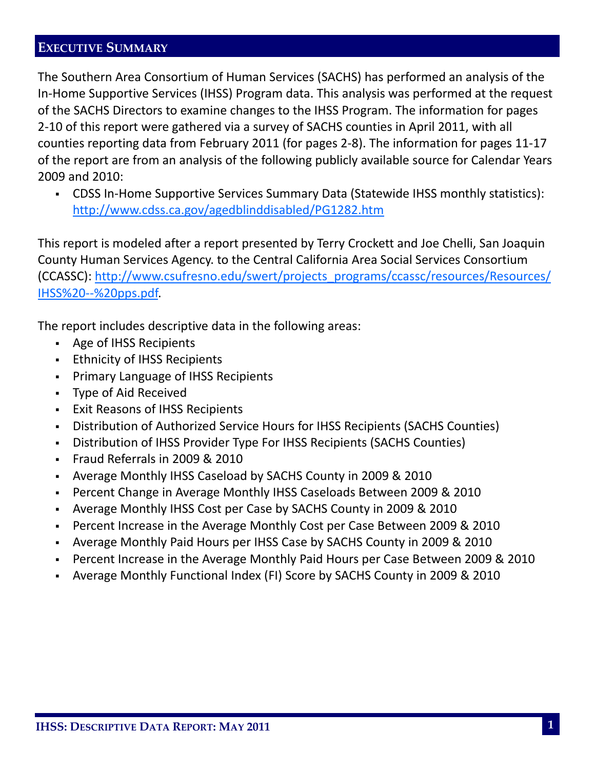## Executive Summary

The Southern Area Consortium of Human Services (SACHS) has performed an analysis of the In-Home Supportive Services (IHSS) Program data. This analysis was performed at the request of the SACHS Directors to examine changes to the IHSS Program. The information for pages 2-10 of this report were gathered via a survey of SACHS counties in April 2011, with all counties reporting data from February 2011 (for pages 2-8). The information for pages 11-17 of the report are from an analysis of the following publicly available source for Calendar Years 2009 and 2010:

- CDSS In-Home Supportive Services Summary Data (Statewide IHSS monthly statistics): http://www.cdss.ca.gov/agedblinddisabled/PG1282.htm

This report is modeled after a report presented by Terry Crockett and Joe Chelli, San Joaquin County Human Services Agency. to the Central California Area Social Services Consortium (CCASSC): http://www.csufresno.edu/swert/projects_programs/ccassc/resources/Resources/IHSS%20--%20pps.pdf.

The report includes descriptive data in the following areas:

- Age of IHSS Recipients
- Ethnicity of IHSS Recipients
- Primary Language of IHSS Recipients
- Type of Aid Received
- Exit Reasons of IHSS Recipients
- Distribution of Authorized Service Hours for IHSS Recipients (SACHS Counties)
- Distribution of IHSS Provider Type For IHSS Recipients (SACHS Counties)
- Fraud Referrals in 2009 & 2010
- Average Monthly IHSS Caseload by SACHS County in 2009 & 2010
- Percent Change in Average Monthly IHSS Caseloads Between 2009 & 2010
- Average Monthly IHSS Cost per Case by SACHS County in 2009 & 2010
- Percent Increase in the Average Monthly Cost per Case Between 2009 & 2010
- Average Monthly Paid Hours per IHSS Case by SACHS County in 2009 & 2010
- Percent Increase in the Average Monthly Paid Hours per Case Between 2009 & 2010
- Average Monthly Functional Index (FI) Score by SACHS County in 2009 & 2010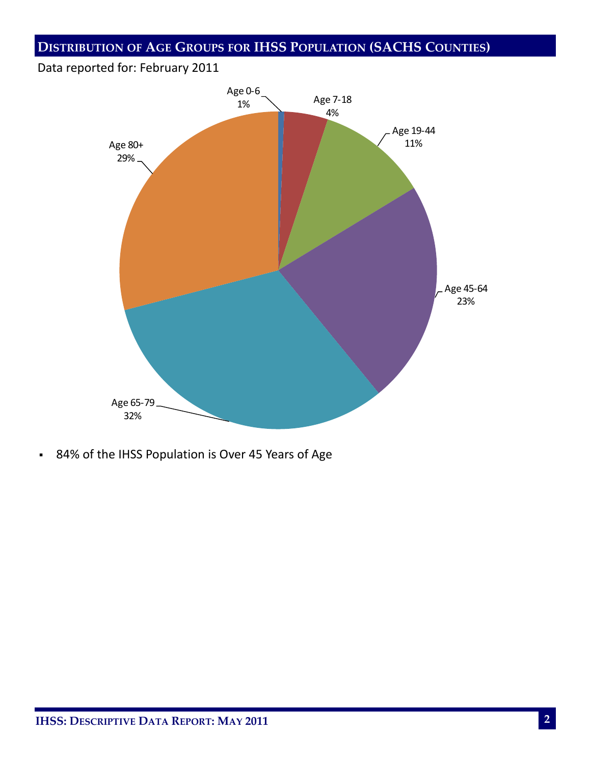## Distribution of Age Groups for IHSS Population (SACHS Counties)

Data reported for: February 2011

Age 0-6
1%

Age 7-18
4%

Age 19-44
11%

Age 45-64
23%

Age 65-79
32%

Age 80+
29%

- 84% of the IHSS Population is Over 45 Years of Age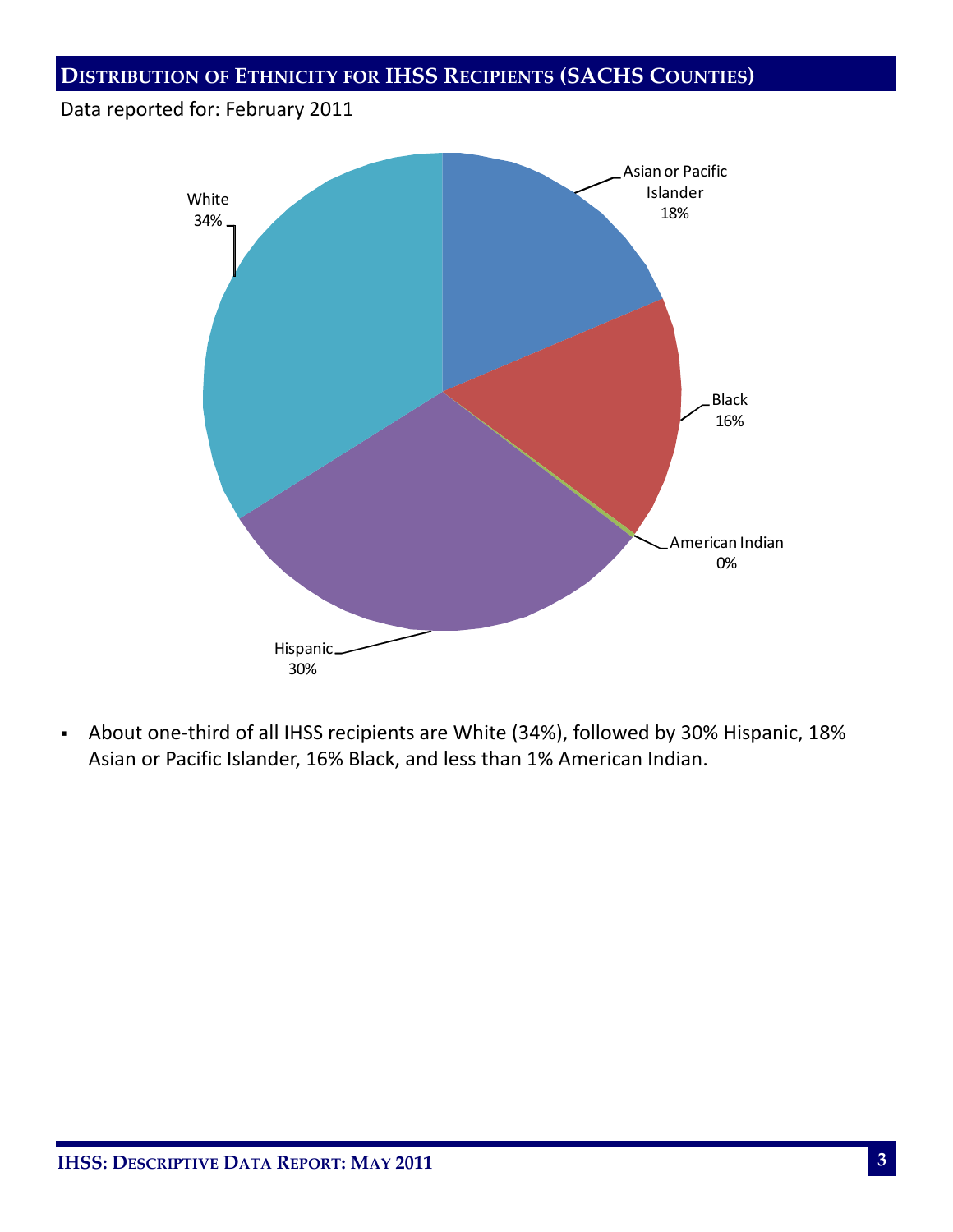## Distribution of Ethnicity for IHSS Recipients (SACHS Counties)

Data reported for: February 2011

- Asian or Pacific Islander 18%
- Black 16%
- American Indian 0%
- Hispanic 30%
- White 34%

- About one-third of all IHSS recipients are White (34%), followed by 30% Hispanic, 18% Asian or Pacific Islander, 16% Black, and less than 1% American Indian.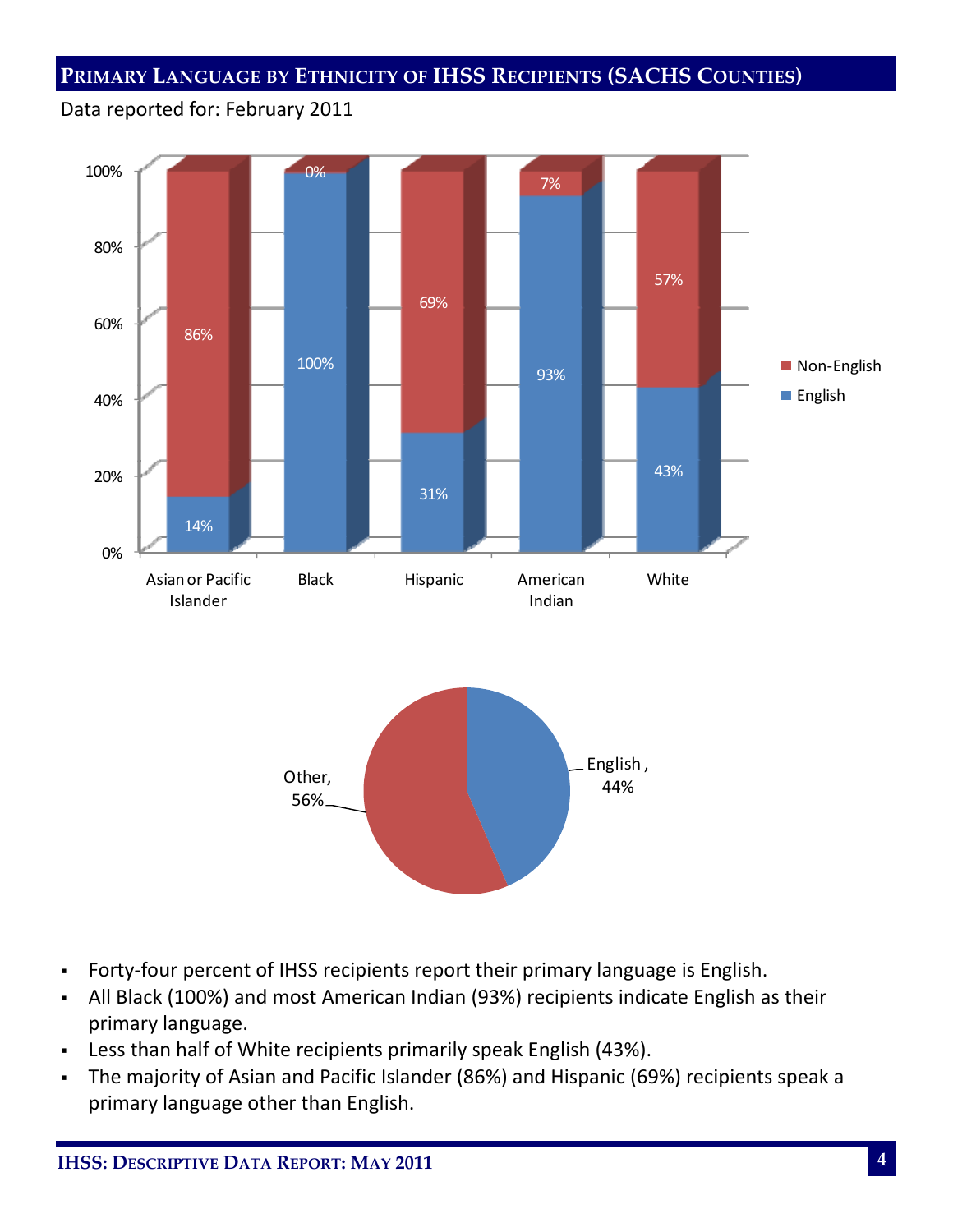## Primary Language by Ethnicity of IHSS Recipients (SACHS Counties)

Data reported for: February 2011

| | Asian or Pacific Islander | Black | Hispanic | American Indian | White |
|---|---|---|---|---|---|
| Non-English | 86% | 0% | 69% | 7% | 57% |
| English | 14% | 100% | 31% | 93% | 43% |

| | |
|---|---|
| English | 44% |
| Other | 56% |

- Forty-four percent of IHSS recipients report their primary language is English.
- All Black (100%) and most American Indian (93%) recipients indicate English as their primary language.
- Less than half of White recipients primarily speak English (43%).
- The majority of Asian and Pacific Islander (86%) and Hispanic (69%) recipients speak a primary language other than English.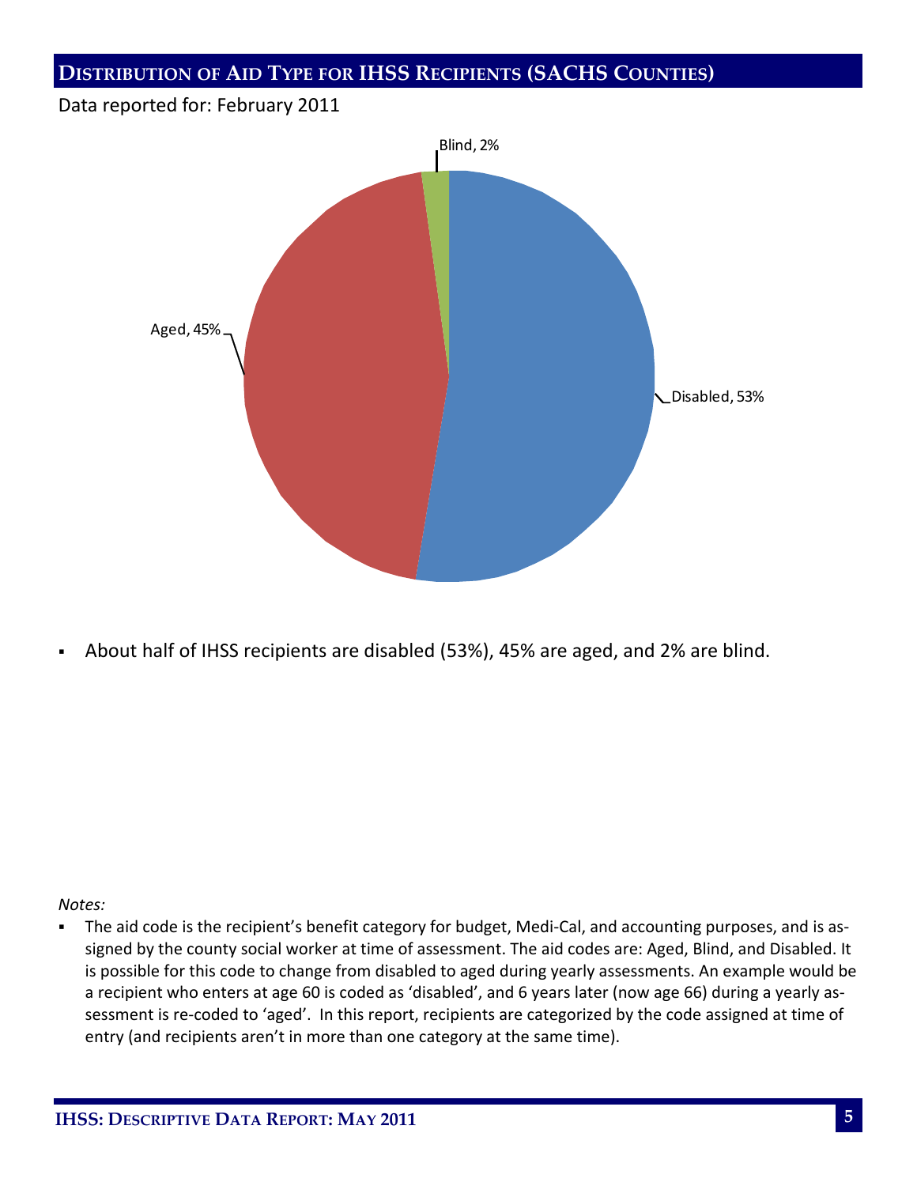## Distribution of Aid Type for IHSS Recipients (SACHS Counties)

Data reported for: February 2011

Blind, 2%

Aged, 45%

Disabled, 53%

- About half of IHSS recipients are disabled (53%), 45% are aged, and 2% are blind.

*Notes:*

- The aid code is the recipient's benefit category for budget, Medi-Cal, and accounting purposes, and is assigned by the county social worker at time of assessment. The aid codes are: Aged, Blind, and Disabled. It is possible for this code to change from disabled to aged during yearly assessments. An example would be a recipient who enters at age 60 is coded as 'disabled', and 6 years later (now age 66) during a yearly assessment is re-coded to 'aged'. In this report, recipients are categorized by the code assigned at time of entry (and recipients aren't in more than one category at the same time).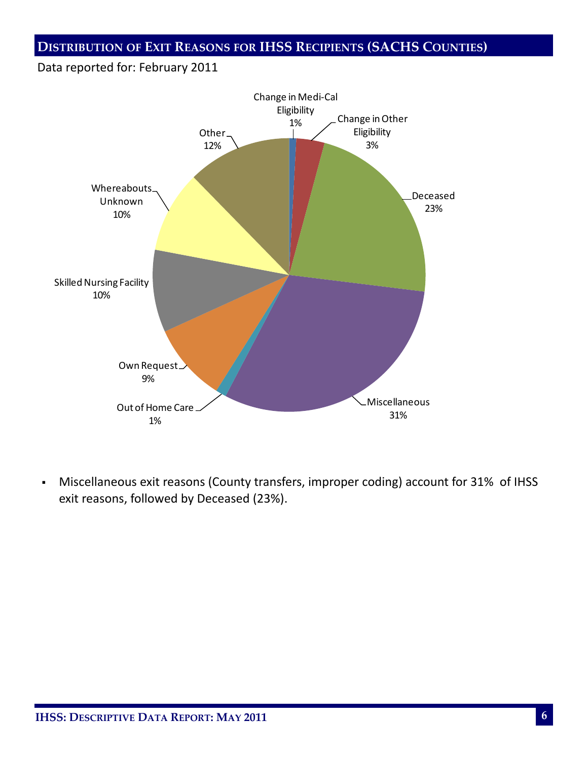## Distribution of Exit Reasons for IHSS Recipients (SACHS Counties)

Data reported for: February 2011

Change in Medi-Cal Eligibility 1%
Change in Other Eligibility 3%
Deceased 23%
Miscellaneous 31%
Out of Home Care 1%
Own Request 9%
Skilled Nursing Facility 10%
Whereabouts Unknown 10%
Other 12%

- Miscellaneous exit reasons (County transfers, improper coding) account for 31% of IHSS exit reasons, followed by Deceased (23%).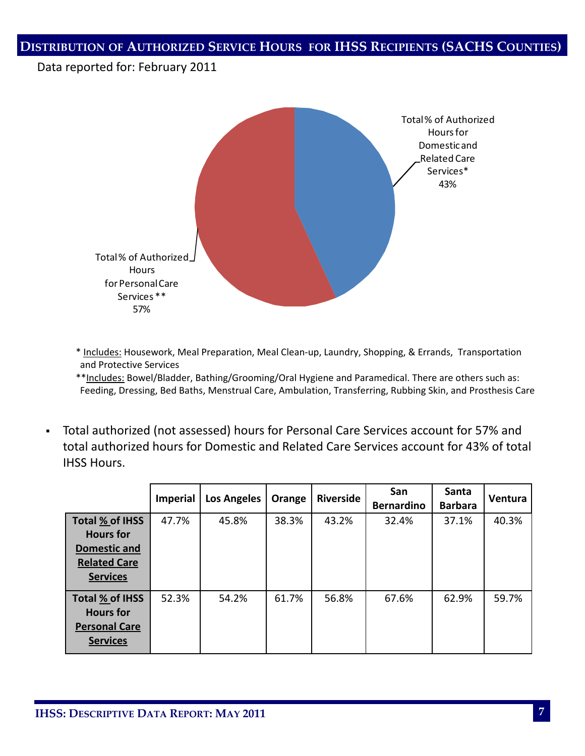## Distribution of Authorized Service Hours for IHSS Recipients (SACHS Counties)

Data reported for: February 2011

Total % of Authorized Hours for Domestic and Related Care Services* 43%

Total % of Authorized Hours for Personal Care Services** 57%

* Includes: Housework, Meal Preparation, Meal Clean-up, Laundry, Shopping, & Errands, Transportation and Protective Services

**Includes: Bowel/Bladder, Bathing/Grooming/Oral Hygiene and Paramedical. There are others such as: Feeding, Dressing, Bed Baths, Menstrual Care, Ambulation, Transferring, Rubbing Skin, and Prosthesis Care

- Total authorized (not assessed) hours for Personal Care Services account for 57% and total authorized hours for Domestic and Related Care Services account for 43% of total IHSS Hours.

| | Imperial | Los Angeles | Orange | Riverside | San Bernardino | Santa Barbara | Ventura |
|---|---|---|---|---|---|---|---|
| **Total % of IHSS Hours for Domestic and Related Care Services** | 47.7% | 45.8% | 38.3% | 43.2% | 32.4% | 37.1% | 40.3% |
| **Total % of IHSS Hours for Personal Care Services** | 52.3% | 54.2% | 61.7% | 56.8% | 67.6% | 62.9% | 59.7% |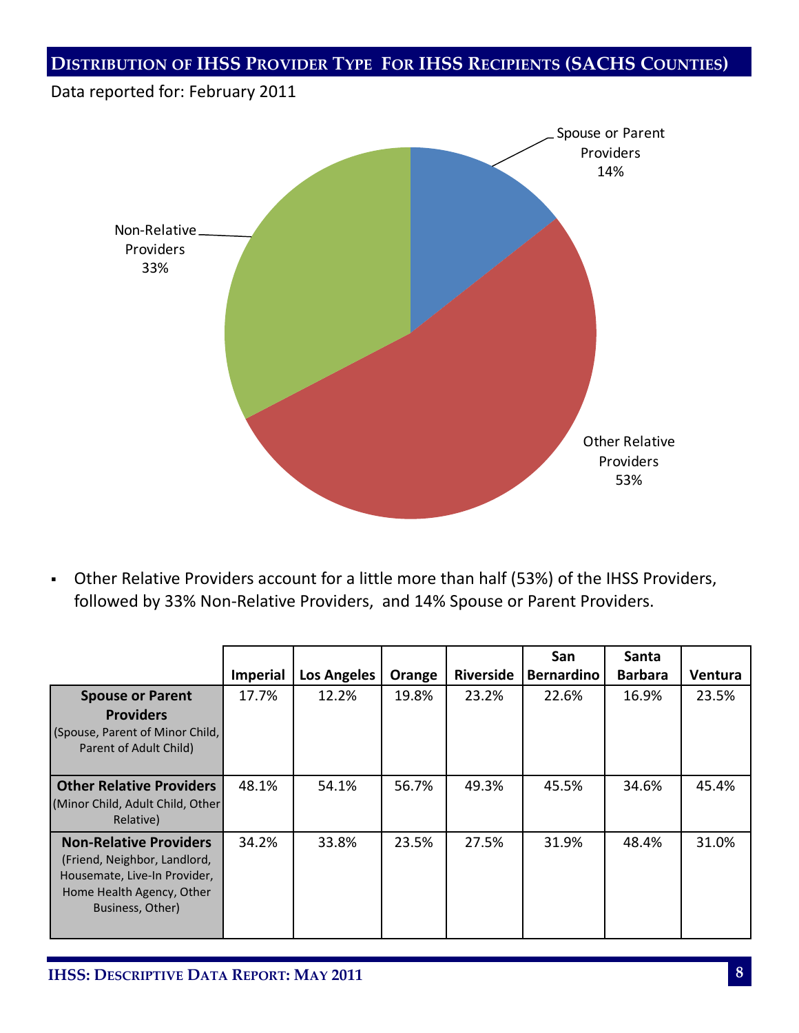## Distribution of IHSS Provider Type For IHSS Recipients (SACHS Counties)

Data reported for: February 2011

Spouse or Parent Providers 14%

Other Relative Providers 53%

Non-Relative Providers 33%

- Other Relative Providers account for a little more than half (53%) of the IHSS Providers, followed by 33% Non-Relative Providers, and 14% Spouse or Parent Providers.

| | Imperial | Los Angeles | Orange | Riverside | San Bernardino | Santa Barbara | Ventura |
|---|---|---|---|---|---|---|---|
| **Spouse or Parent Providers** (Spouse, Parent of Minor Child, Parent of Adult Child) | 17.7% | 12.2% | 19.8% | 23.2% | 22.6% | 16.9% | 23.5% |
| **Other Relative Providers** (Minor Child, Adult Child, Other Relative) | 48.1% | 54.1% | 56.7% | 49.3% | 45.5% | 34.6% | 45.4% |
| **Non-Relative Providers** (Friend, Neighbor, Landlord, Housemate, Live-In Provider, Home Health Agency, Other Business, Other) | 34.2% | 33.8% | 23.5% | 27.5% | 31.9% | 48.4% | 31.0% |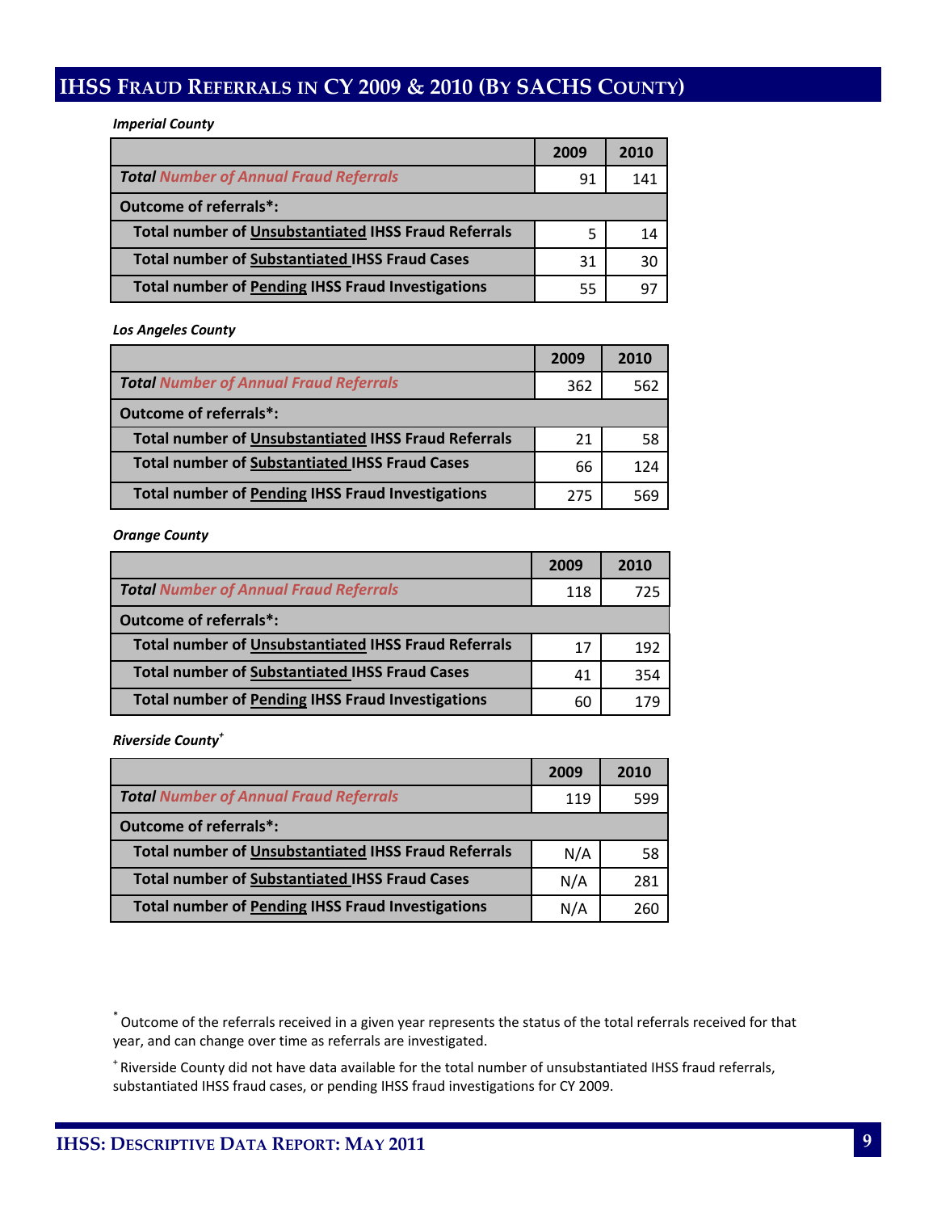# IHSS Fraud Referrals in CY 2009 & 2010 (By SACHS County)

***Imperial County***

| | 2009 | 2010 |
|---|---|---|
| ***Total Number of Annual Fraud Referrals*** | 91 | 141 |
| **Outcome of referrals*:** | | |
| **Total number of Unsubstantiated IHSS Fraud Referrals** | 5 | 14 |
| **Total number of Substantiated IHSS Fraud Cases** | 31 | 30 |
| **Total number of Pending IHSS Fraud Investigations** | 55 | 97 |

***Los Angeles County***

| | 2009 | 2010 |
|---|---|---|
| ***Total Number of Annual Fraud Referrals*** | 362 | 562 |
| **Outcome of referrals*:** | | |
| **Total number of Unsubstantiated IHSS Fraud Referrals** | 21 | 58 |
| **Total number of Substantiated IHSS Fraud Cases** | 66 | 124 |
| **Total number of Pending IHSS Fraud Investigations** | 275 | 569 |

***Orange County***

| | 2009 | 2010 |
|---|---|---|
| ***Total Number of Annual Fraud Referrals*** | 118 | 725 |
| **Outcome of referrals*:** | | |
| **Total number of Unsubstantiated IHSS Fraud Referrals** | 17 | 192 |
| **Total number of Substantiated IHSS Fraud Cases** | 41 | 354 |
| **Total number of Pending IHSS Fraud Investigations** | 60 | 179 |

***Riverside County*** [+]

| | 2009 | 2010 |
|---|---|---|
| ***Total Number of Annual Fraud Referrals*** | 119 | 599 |
| **Outcome of referrals*:** | | |
| **Total number of Unsubstantiated IHSS Fraud Referrals** | N/A | 58 |
| **Total number of Substantiated IHSS Fraud Cases** | N/A | 281 |
| **Total number of Pending IHSS Fraud Investigations** | N/A | 260 |

[*] Outcome of the referrals received in a given year represents the status of the total referrals received for that year, and can change over time as referrals are investigated.

[+] Riverside County did not have data available for the total number of unsubstantiated IHSS fraud referrals, substantiated IHSS fraud cases, or pending IHSS fraud investigations for CY 2009.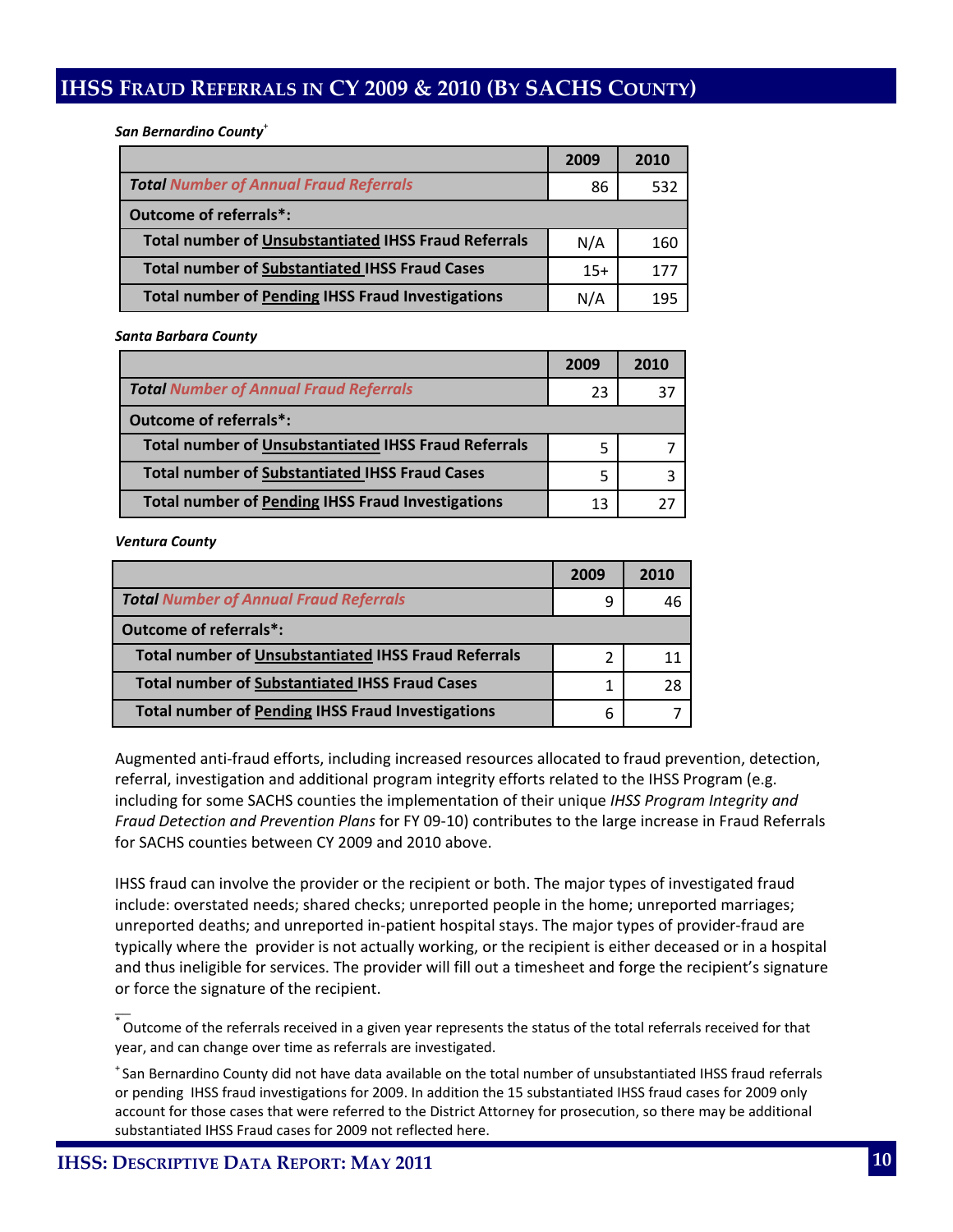# IHSS Fraud Referrals in CY 2009 & 2010 (By SACHS County)

***San Bernardino County***[+]

| | 2009 | 2010 |
|---|---|---|
| ***Total Number of Annual Fraud Referrals*** | 86 | 532 |
| **Outcome of referrals*:** | | |
| **Total number of Unsubstantiated IHSS Fraud Referrals** | N/A | 160 |
| **Total number of Substantiated IHSS Fraud Cases** | 15+ | 177 |
| **Total number of Pending IHSS Fraud Investigations** | N/A | 195 |

***Santa Barbara County***

| | 2009 | 2010 |
|---|---|---|
| ***Total Number of Annual Fraud Referrals*** | 23 | 37 |
| **Outcome of referrals*:** | | |
| **Total number of Unsubstantiated IHSS Fraud Referrals** | 5 | 7 |
| **Total number of Substantiated IHSS Fraud Cases** | 5 | 3 |
| **Total number of Pending IHSS Fraud Investigations** | 13 | 27 |

***Ventura County***

| | 2009 | 2010 |
|---|---|---|
| ***Total Number of Annual Fraud Referrals*** | 9 | 46 |
| **Outcome of referrals*:** | | |
| **Total number of Unsubstantiated IHSS Fraud Referrals** | 2 | 11 |
| **Total number of Substantiated IHSS Fraud Cases** | 1 | 28 |
| **Total number of Pending IHSS Fraud Investigations** | 6 | 7 |

Augmented anti-fraud efforts, including increased resources allocated to fraud prevention, detection, referral, investigation and additional program integrity efforts related to the IHSS Program (e.g. including for some SACHS counties the implementation of their unique *IHSS Program Integrity and Fraud Detection and Prevention Plans* for FY 09-10) contributes to the large increase in Fraud Referrals for SACHS counties between CY 2009 and 2010 above.

IHSS fraud can involve the provider or the recipient or both. The major types of investigated fraud include: overstated needs; shared checks; unreported people in the home; unreported marriages; unreported deaths; and unreported in-patient hospital stays. The major types of provider-fraud are typically where the provider is not actually working, or the recipient is either deceased or in a hospital and thus ineligible for services. The provider will fill out a timesheet and forge the recipient's signature or force the signature of the recipient.

---

[*] Outcome of the referrals received in a given year represents the status of the total referrals received for that year, and can change over time as referrals are investigated.

[+] San Bernardino County did not have data available on the total number of unsubstantiated IHSS fraud referrals or pending IHSS fraud investigations for 2009. In addition the 15 substantiated IHSS fraud cases for 2009 only account for those cases that were referred to the District Attorney for prosecution, so there may be additional substantiated IHSS Fraud cases for 2009 not reflected here.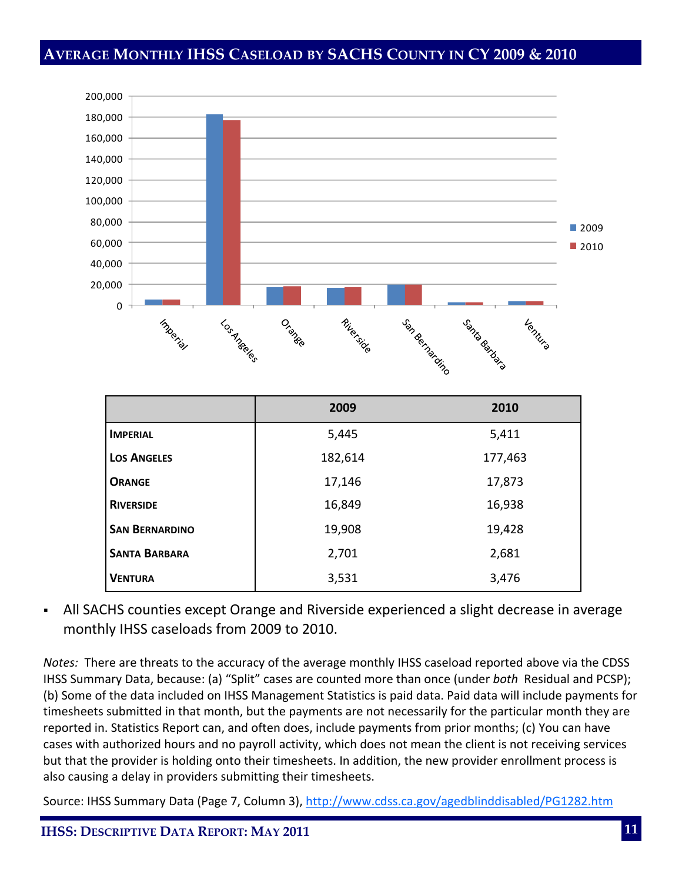## Average Monthly IHSS Caseload by SACHS County in CY 2009 & 2010

| | 2009 | 2010 |
|---|---|---|
| **Imperial** | 5,445 | 5,411 |
| **Los Angeles** | 182,614 | 177,463 |
| **Orange** | 17,146 | 17,873 |
| **Riverside** | 16,849 | 16,938 |
| **San Bernardino** | 19,908 | 19,428 |
| **Santa Barbara** | 2,701 | 2,681 |
| **Ventura** | 3,531 | 3,476 |

- All SACHS counties except Orange and Riverside experienced a slight decrease in average monthly IHSS caseloads from 2009 to 2010.

*Notes:* There are threats to the accuracy of the average monthly IHSS caseload reported above via the CDSS IHSS Summary Data, because: (a) "Split" cases are counted more than once (under *both* Residual and PCSP); (b) Some of the data included on IHSS Management Statistics is paid data. Paid data will include payments for timesheets submitted in that month, but the payments are not necessarily for the particular month they are reported in. Statistics Report can, and often does, include payments from prior months; (c) You can have cases with authorized hours and no payroll activity, which does not mean the client is not receiving services but that the provider is holding onto their timesheets. In addition, the new provider enrollment process is also causing a delay in providers submitting their timesheets.

Source: IHSS Summary Data (Page 7, Column 3), http://www.cdss.ca.gov/agedblinddisabled/PG1282.htm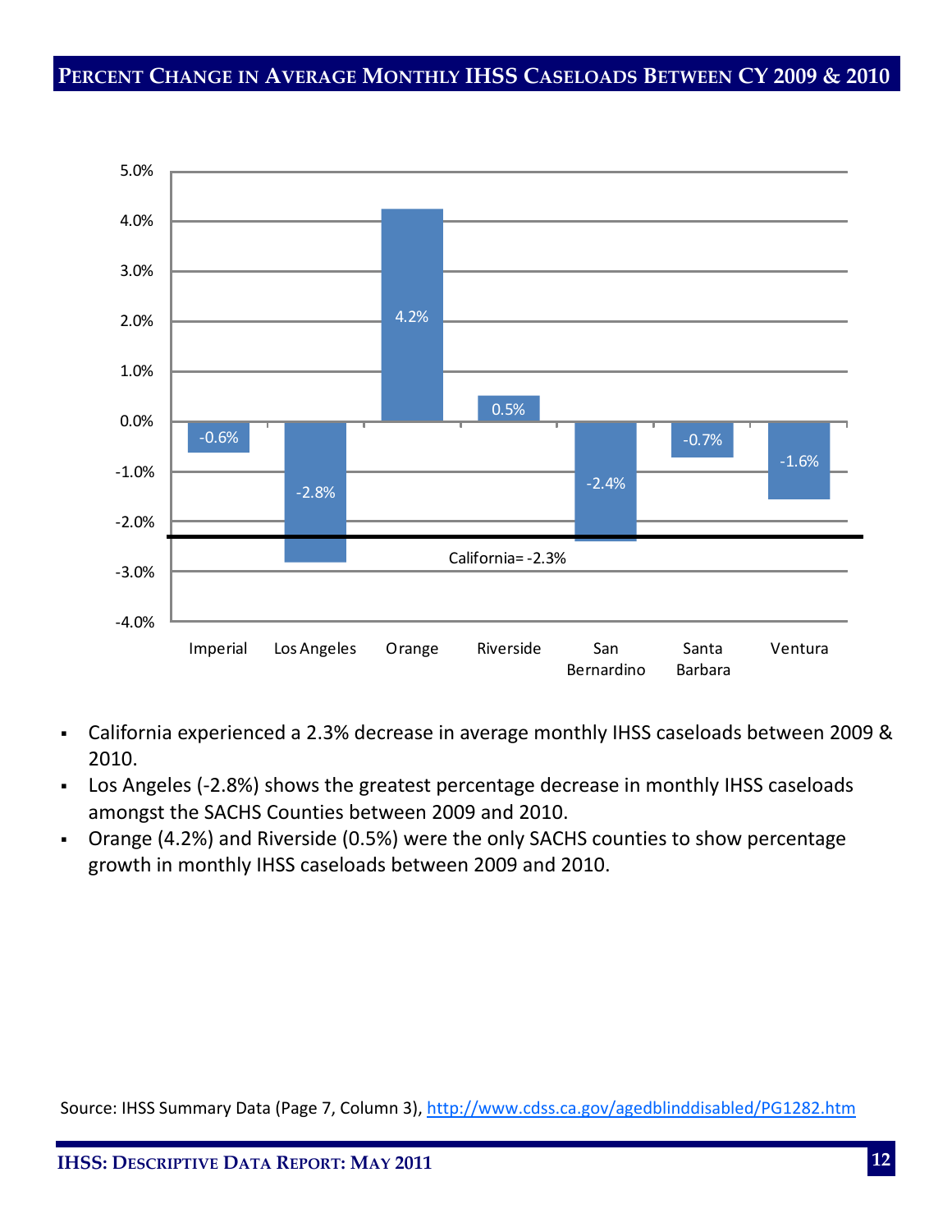## Percent Change in Average Monthly IHSS Caseloads Between CY 2009 & 2010

| County | Percent Change |
|---|---|
| Imperial | -0.6% |
| Los Angeles | -2.8% |
| Orange | 4.2% |
| Riverside | 0.5% |
| San Bernardino | -2.4% |
| Santa Barbara | -0.7% |
| Ventura | -1.6% |

California= -2.3%

- California experienced a 2.3% decrease in average monthly IHSS caseloads between 2009 & 2010.
- Los Angeles (-2.8%) shows the greatest percentage decrease in monthly IHSS caseloads amongst the SACHS Counties between 2009 and 2010.
- Orange (4.2%) and Riverside (0.5%) were the only SACHS counties to show percentage growth in monthly IHSS caseloads between 2009 and 2010.

Source: IHSS Summary Data (Page 7, Column 3), http://www.cdss.ca.gov/agedblinddisabled/PG1282.htm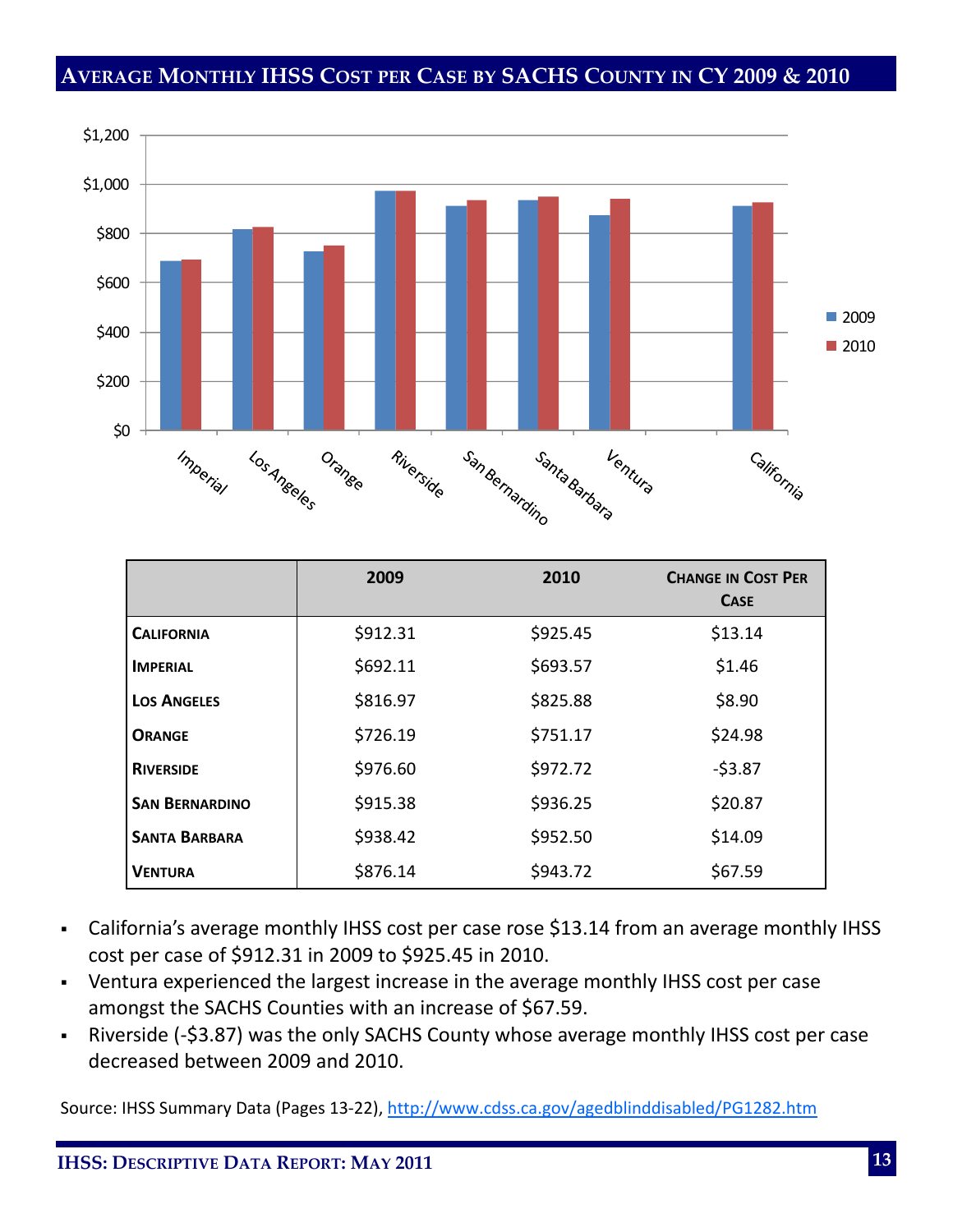## Average Monthly IHSS Cost per Case by SACHS County in CY 2009 & 2010

| | 2009 | 2010 | Change in Cost Per Case |
|---|---|---|---|
| **California** | $912.31 | $925.45 | $13.14 |
| **Imperial** | $692.11 | $693.57 | $1.46 |
| **Los Angeles** | $816.97 | $825.88 | $8.90 |
| **Orange** | $726.19 | $751.17 | $24.98 |
| **Riverside** | $976.60 | $972.72 | -$3.87 |
| **San Bernardino** | $915.38 | $936.25 | $20.87 |
| **Santa Barbara** | $938.42 | $952.50 | $14.09 |
| **Ventura** | $876.14 | $943.72 | $67.59 |

- California's average monthly IHSS cost per case rose $13.14 from an average monthly IHSS cost per case of $912.31 in 2009 to $925.45 in 2010.
- Ventura experienced the largest increase in the average monthly IHSS cost per case amongst the SACHS Counties with an increase of $67.59.
- Riverside (-$3.87) was the only SACHS County whose average monthly IHSS cost per case decreased between 2009 and 2010.

Source: IHSS Summary Data (Pages 13-22), http://www.cdss.ca.gov/agedblinddisabled/PG1282.htm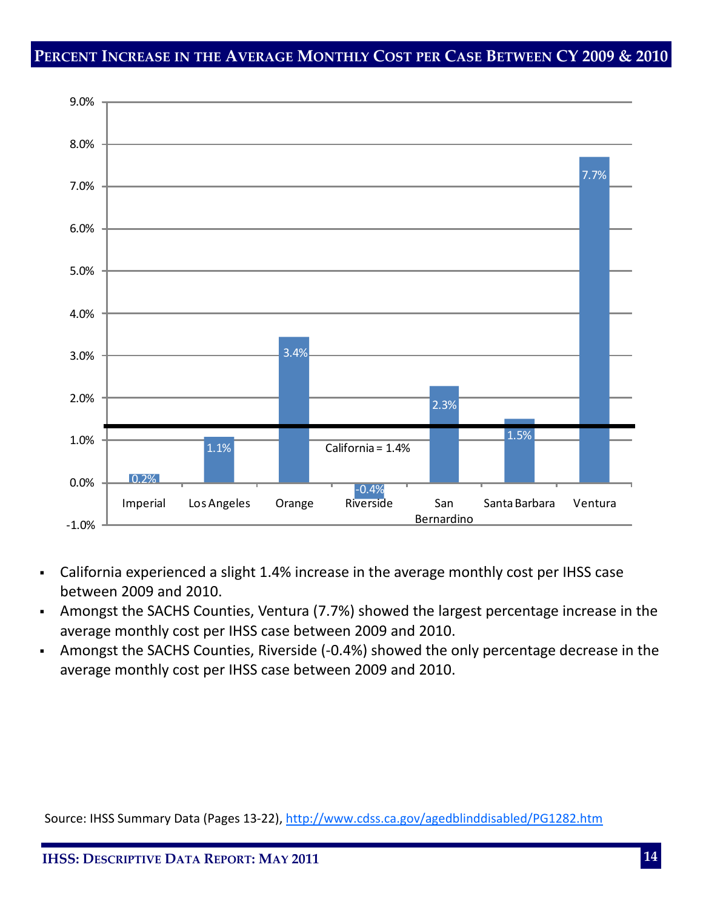## Percent Increase in the Average Monthly Cost per Case Between CY 2009 & 2010

| County | Percent Increase |
|---|---|
| Imperial | 0.2% |
| Los Angeles | 1.1% |
| Orange | 3.4% |
| Riverside | -0.4% |
| San Bernardino | 2.3% |
| Santa Barbara | 1.5% |
| Ventura | 7.7% |

California = 1.4%

- California experienced a slight 1.4% increase in the average monthly cost per IHSS case between 2009 and 2010.
- Amongst the SACHS Counties, Ventura (7.7%) showed the largest percentage increase in the average monthly cost per IHSS case between 2009 and 2010.
- Amongst the SACHS Counties, Riverside (-0.4%) showed the only percentage decrease in the average monthly cost per IHSS case between 2009 and 2010.

Source: IHSS Summary Data (Pages 13-22), http://www.cdss.ca.gov/agedblinddisabled/PG1282.htm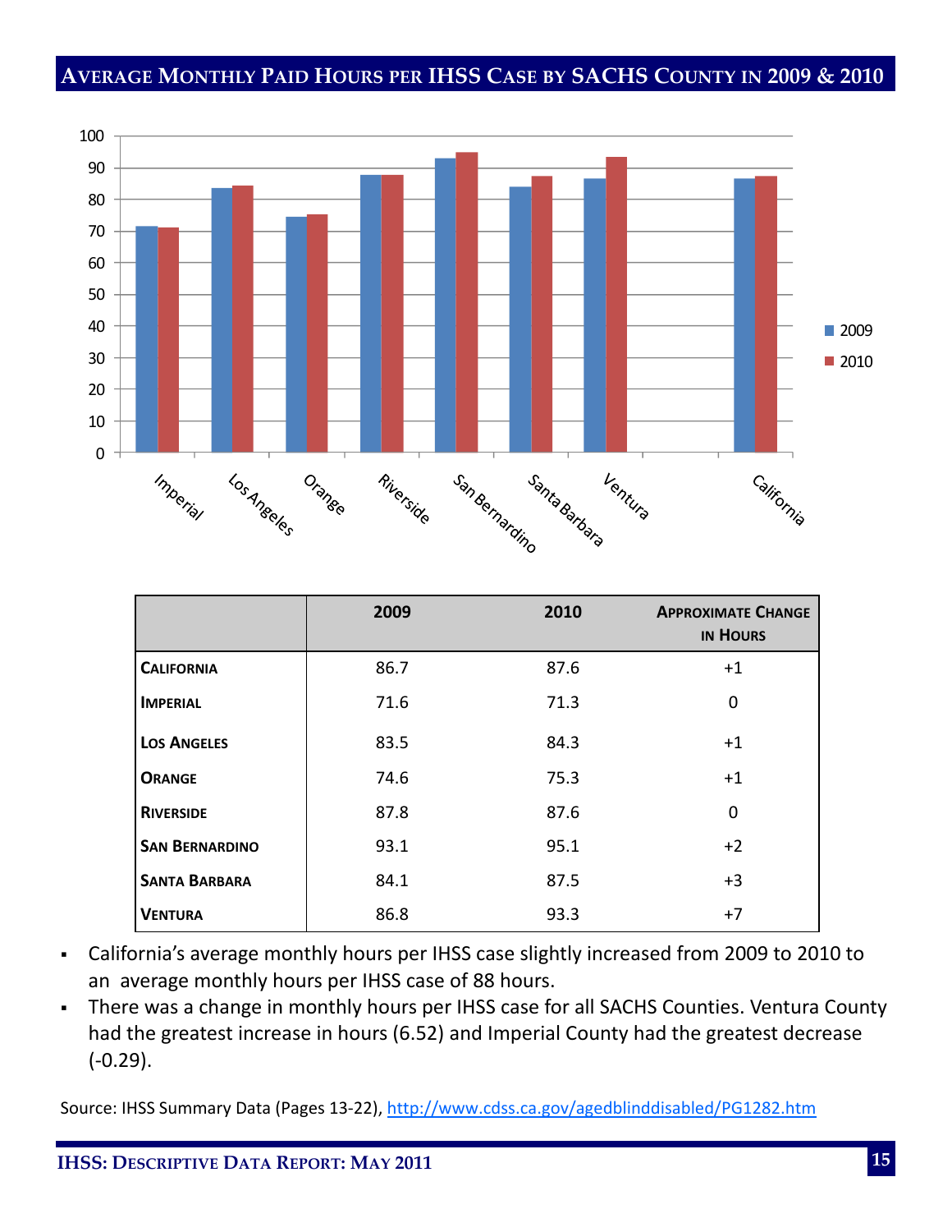## Average Monthly Paid Hours per IHSS Case by SACHS County in 2009 & 2010

|  | 2009 | 2010 | Approximate Change in Hours |
|---|---|---|---|
| **California** | 86.7 | 87.6 | +1 |
| **Imperial** | 71.6 | 71.3 | 0 |
| **Los Angeles** | 83.5 | 84.3 | +1 |
| **Orange** | 74.6 | 75.3 | +1 |
| **Riverside** | 87.8 | 87.6 | 0 |
| **San Bernardino** | 93.1 | 95.1 | +2 |
| **Santa Barbara** | 84.1 | 87.5 | +3 |
| **Ventura** | 86.8 | 93.3 | +7 |

- California's average monthly hours per IHSS case slightly increased from 2009 to 2010 to an average monthly hours per IHSS case of 88 hours.
- There was a change in monthly hours per IHSS case for all SACHS Counties. Ventura County had the greatest increase in hours (6.52) and Imperial County had the greatest decrease (-0.29).

Source: IHSS Summary Data (Pages 13-22), http://www.cdss.ca.gov/agedblinddisabled/PG1282.htm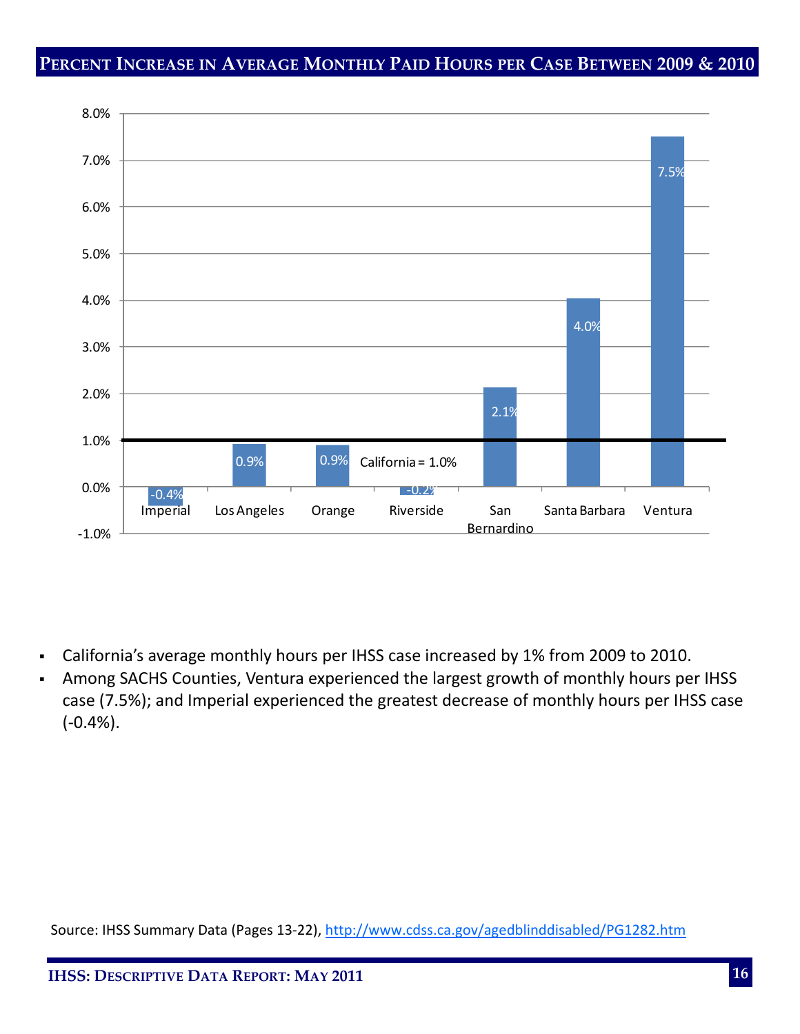## Percent Increase in Average Monthly Paid Hours per Case Between 2009 & 2010

| County | Percent Increase |
|---|---|
| Imperial | -0.4% |
| Los Angeles | 0.9% |
| Orange | 0.9% |
| Riverside | -0.2% |
| San Bernardino | 2.1% |
| Santa Barbara | 4.0% |
| Ventura | 7.5% |

California = 1.0%

- California's average monthly hours per IHSS case increased by 1% from 2009 to 2010.
- Among SACHS Counties, Ventura experienced the largest growth of monthly hours per IHSS case (7.5%); and Imperial experienced the greatest decrease of monthly hours per IHSS case (-0.4%).

Source: IHSS Summary Data (Pages 13-22), http://www.cdss.ca.gov/agedblinddisabled/PG1282.htm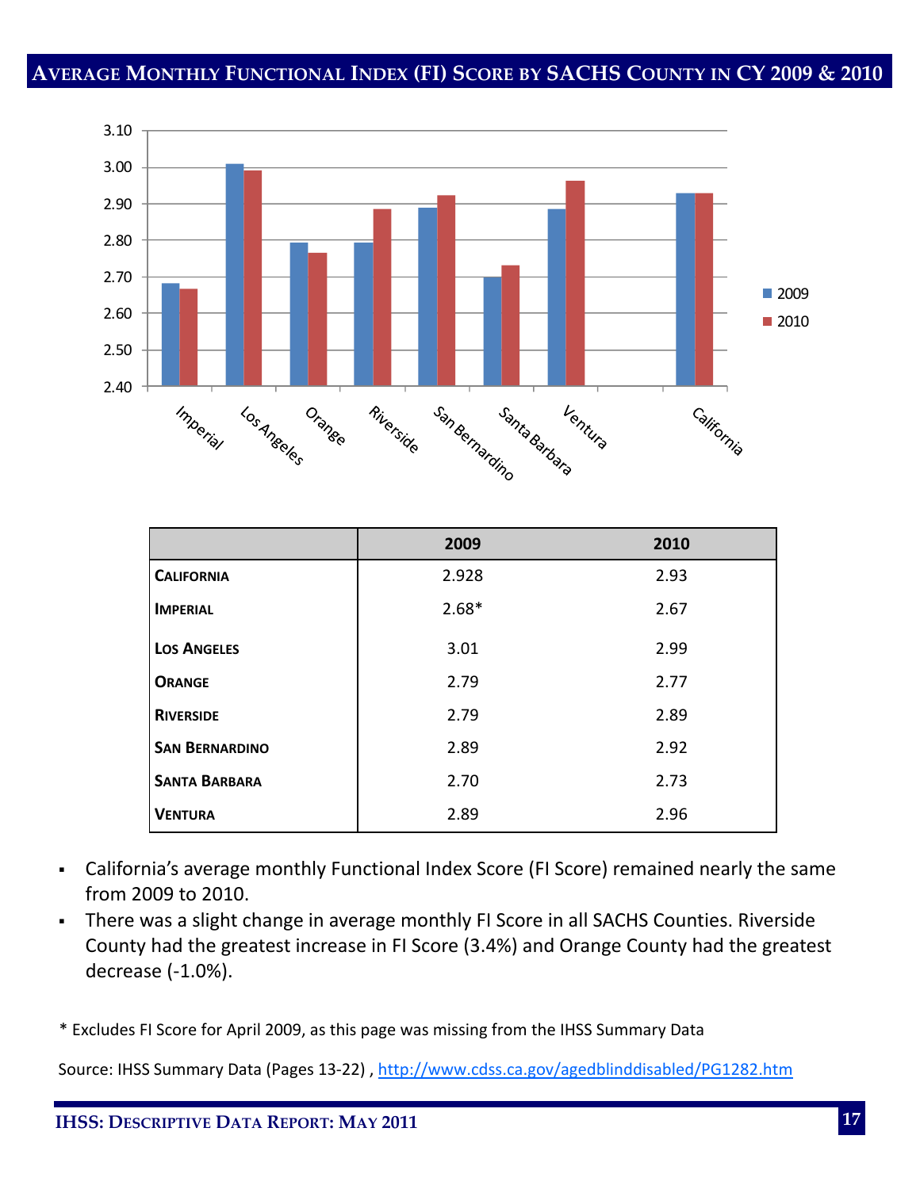## Average Monthly Functional Index (FI) Score by SACHS County in CY 2009 & 2010

3.10
3.00
2.90
2.80
2.70
2.60
2.50
2.40

Imperial
Los Angeles
Orange
Riverside
San Bernardino
Santa Barbara
Ventura
California

2009
2010

| | 2009 | 2010 |
|---|---|---|
| **California** | 2.928 | 2.93 |
| **Imperial** | 2.68* | 2.67 |
| **Los Angeles** | 3.01 | 2.99 |
| **Orange** | 2.79 | 2.77 |
| **Riverside** | 2.79 | 2.89 |
| **San Bernardino** | 2.89 | 2.92 |
| **Santa Barbara** | 2.70 | 2.73 |
| **Ventura** | 2.89 | 2.96 |

- California's average monthly Functional Index Score (FI Score) remained nearly the same from 2009 to 2010.
- There was a slight change in average monthly FI Score in all SACHS Counties. Riverside County had the greatest increase in FI Score (3.4%) and Orange County had the greatest decrease (-1.0%).

* Excludes FI Score for April 2009, as this page was missing from the IHSS Summary Data

Source: IHSS Summary Data (Pages 13-22) , http://www.cdss.ca.gov/agedblinddisabled/PG1282.htm